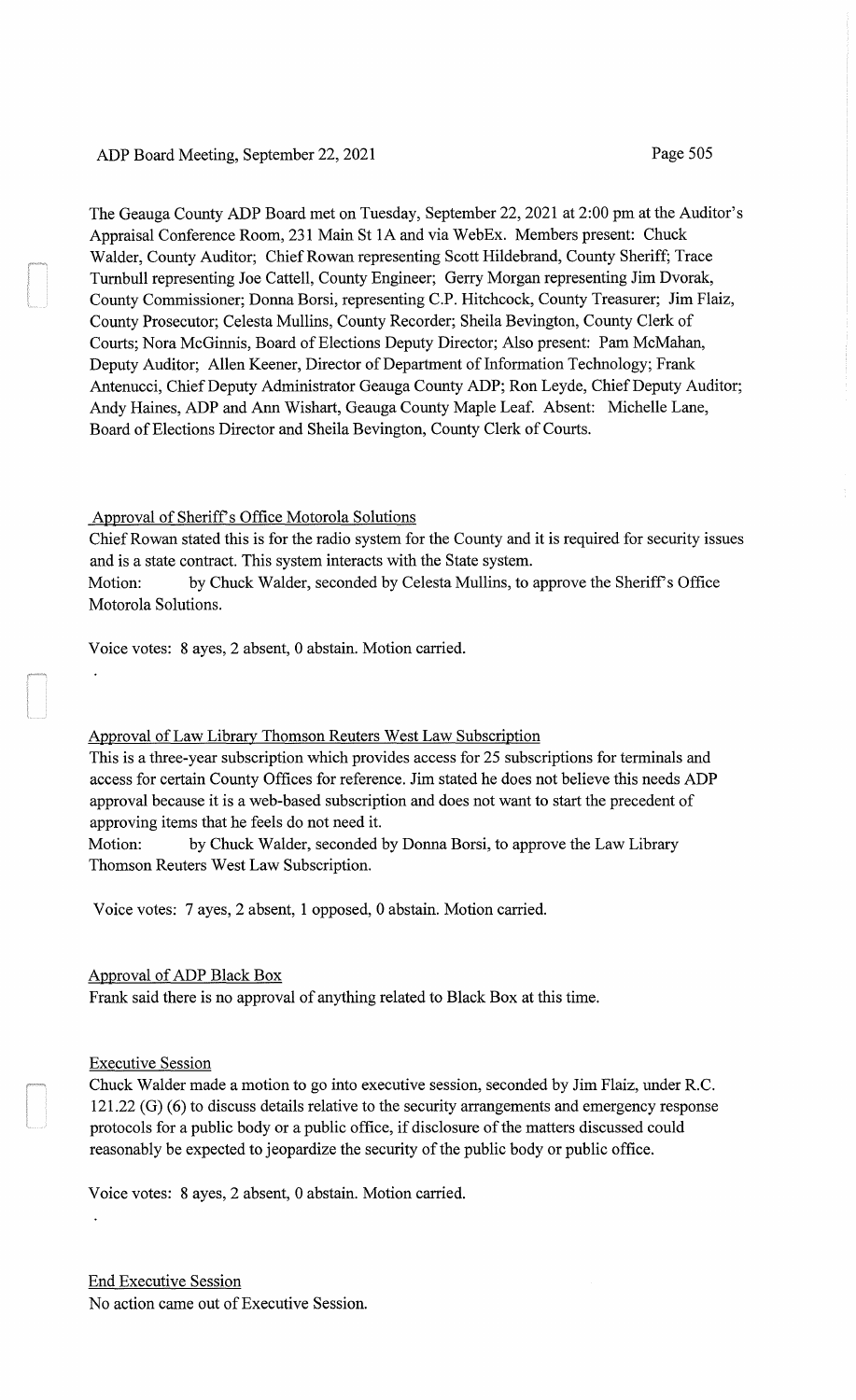The Geauga County ADP Board met on Tuesday, September 22, 2021 at 2:00 pm at the Auditor's Appraisal Conference Room, 231 Main St 1A and via WebEx. Members present: Chuck Walder, County Auditor; Chief Rowan representing Scott Hildebrand, County Sheriff; Trace Turnbull representing Joe Cattell, County Engineer; Gerry Morgan representing Jim Dvorak, County Commissioner; Donna Borsi, representing C.P. Hitchcock, County Treasurer; Jim Flaiz, County Prosecutor; Celesta Mullins, County Recorder; Sheila Bevington, County Clerk of Courts; Nora McGinnis, Board of Elections Deputy Director; Also present: Pam McMahan, Deputy Auditor; Allen Keener, Director of Department of Information Technology; Frank Antenucci, Chief Deputy Administrator Geauga County ADP; Ron Leyde, Chief Deputy Auditor; Andy Haines, ADP and Ann Wishart, Geauga County Maple Leaf. Absent: Michelle Lane, Board of Elections Director and Sheila Bevington, County Clerk of Courts.

Approval of Sheriff's Office Motorola Solutions

Chief Rowan stated this is for the radio system for the County and it is required for security issues and is a state contract. This system interacts with the State system.

Motion: by Chuck Walder, seconded by Celesta Mullins, to approve the Sheriff's Office Motorola Solutions.

Voice votes: 8 ayes, 2 absent, 0 abstain. Motion carried.

Approval of Law Library Thomson Reuters West Law Subscription

This is a three-year subscription which provides access for 25 subscriptions for terminals and access for certain County Offices for reference. Jim stated he does not believe this needs ADP approval because it is a web-based subscription and does not want to start the precedent of approving items that he feels do not need it.

Motion: by Chuck Walder, seconded by Donna Borsi, to approve the Law Library Thomson Reuters West Law Subscription.

Voice votes: 7 ayes, 2 absent, 1 opposed, 0 abstain. Motion carried.

Approval of ADP Black Box

Frank said there is no approval of anything related to Black Box at this time.

Executive Session

Chuck Walder made a motion to go into executive session, seconded by Jim Flaiz, under R.C. 121.22 (G) (6) to discuss details relative to the security arrangements and emergency response protocols for a public body or a public office, if disclosure of the matters discussed could reasonably be expected to jeopardize the security of the public body or public office.

Voice votes: 8 ayes, 2 absent, 0 abstain. Motion carried.

End Executive Session

No action came out of Executive Session.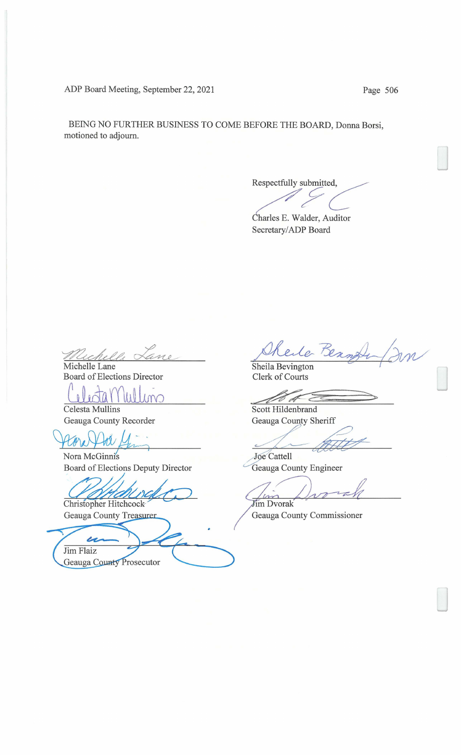BEING NO FURTHER BUSINESS TO COME BEFORE THE BOARD, Donna Borsi, motioned to adjourn.

Respectfully submitted,

Charles E. Walder, Auditor
Secretary/ADP Board

Michelle Lane
Board of Elections Director

Sheila Bevington
Clerk of Courts

Celesta Mullins
Geauga County Recorder

Scott Hildenbrand
Geauga County Sheriff

Nora McGinnis
Board of Elections Deputy Director

Joe Cattell
Geauga County Engineer

Christopher Hitchcock
Geauga County Treasurer

Jim Dvorak
Geauga County Commissioner

Jim Flaiz
Geauga County Prosecutor